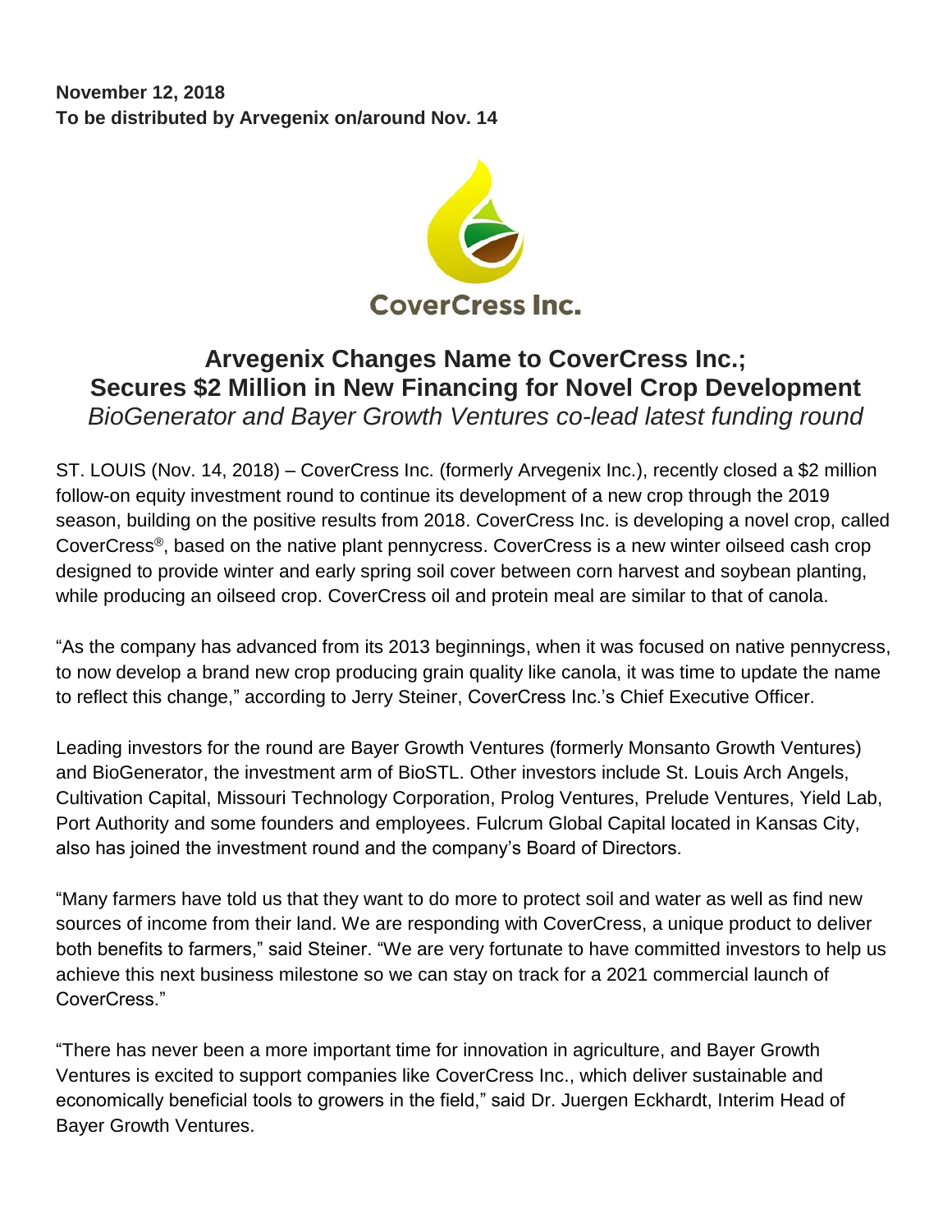**November 12, 2018**
**To be distributed by Arvegenix on/around Nov. 14**

CoverCress Inc.

# Arvegenix Changes Name to CoverCress Inc.; Secures $2 Million in New Financing for Novel Crop Development

*BioGenerator and Bayer Growth Ventures co-lead latest funding round*

ST. LOUIS (Nov. 14, 2018) – CoverCress Inc. (formerly Arvegenix Inc.), recently closed a $2 million follow-on equity investment round to continue its development of a new crop through the 2019 season, building on the positive results from 2018. CoverCress Inc. is developing a novel crop, called CoverCress®, based on the native plant pennycress. CoverCress is a new winter oilseed cash crop designed to provide winter and early spring soil cover between corn harvest and soybean planting, while producing an oilseed crop. CoverCress oil and protein meal are similar to that of canola.

"As the company has advanced from its 2013 beginnings, when it was focused on native pennycress, to now develop a brand new crop producing grain quality like canola, it was time to update the name to reflect this change," according to Jerry Steiner, CoverCress Inc.'s Chief Executive Officer.

Leading investors for the round are Bayer Growth Ventures (formerly Monsanto Growth Ventures) and BioGenerator, the investment arm of BioSTL. Other investors include St. Louis Arch Angels, Cultivation Capital, Missouri Technology Corporation, Prolog Ventures, Prelude Ventures, Yield Lab, Port Authority and some founders and employees. Fulcrum Global Capital located in Kansas City, also has joined the investment round and the company's Board of Directors.

"Many farmers have told us that they want to do more to protect soil and water as well as find new sources of income from their land. We are responding with CoverCress, a unique product to deliver both benefits to farmers," said Steiner. "We are very fortunate to have committed investors to help us achieve this next business milestone so we can stay on track for a 2021 commercial launch of CoverCress."

"There has never been a more important time for innovation in agriculture, and Bayer Growth Ventures is excited to support companies like CoverCress Inc., which deliver sustainable and economically beneficial tools to growers in the field," said Dr. Juergen Eckhardt, Interim Head of Bayer Growth Ventures.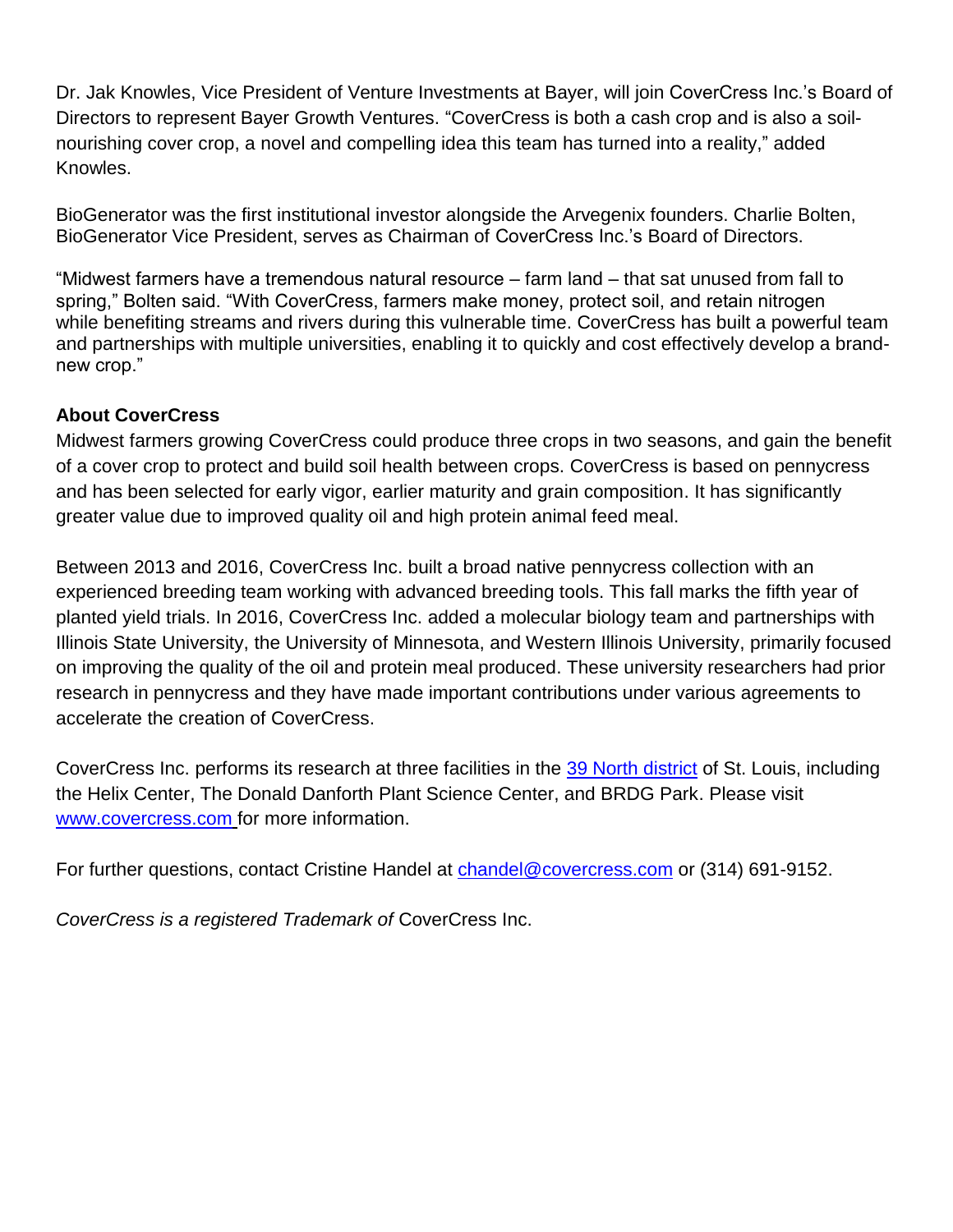Dr. Jak Knowles, Vice President of Venture Investments at Bayer, will join CoverCress Inc.'s Board of Directors to represent Bayer Growth Ventures. "CoverCress is both a cash crop and is also a soil-nourishing cover crop, a novel and compelling idea this team has turned into a reality," added Knowles.

BioGenerator was the first institutional investor alongside the Arvegenix founders. Charlie Bolten, BioGenerator Vice President, serves as Chairman of CoverCress Inc.'s Board of Directors.

"Midwest farmers have a tremendous natural resource – farm land – that sat unused from fall to spring," Bolten said. "With CoverCress, farmers make money, protect soil, and retain nitrogen while benefiting streams and rivers during this vulnerable time. CoverCress has built a powerful team and partnerships with multiple universities, enabling it to quickly and cost effectively develop a brand-new crop."

**About CoverCress**

Midwest farmers growing CoverCress could produce three crops in two seasons, and gain the benefit of a cover crop to protect and build soil health between crops. CoverCress is based on pennycress and has been selected for early vigor, earlier maturity and grain composition. It has significantly greater value due to improved quality oil and high protein animal feed meal.

Between 2013 and 2016, CoverCress Inc. built a broad native pennycress collection with an experienced breeding team working with advanced breeding tools. This fall marks the fifth year of planted yield trials. In 2016, CoverCress Inc. added a molecular biology team and partnerships with Illinois State University, the University of Minnesota, and Western Illinois University, primarily focused on improving the quality of the oil and protein meal produced. These university researchers had prior research in pennycress and they have made important contributions under various agreements to accelerate the creation of CoverCress.

CoverCress Inc. performs its research at three facilities in the 39 North district of St. Louis, including the Helix Center, The Donald Danforth Plant Science Center, and BRDG Park. Please visit www.covercress.com for more information.

For further questions, contact Cristine Handel at chandel@covercress.com or (314) 691-9152.

*CoverCress is a registered Trademark of* CoverCress Inc.